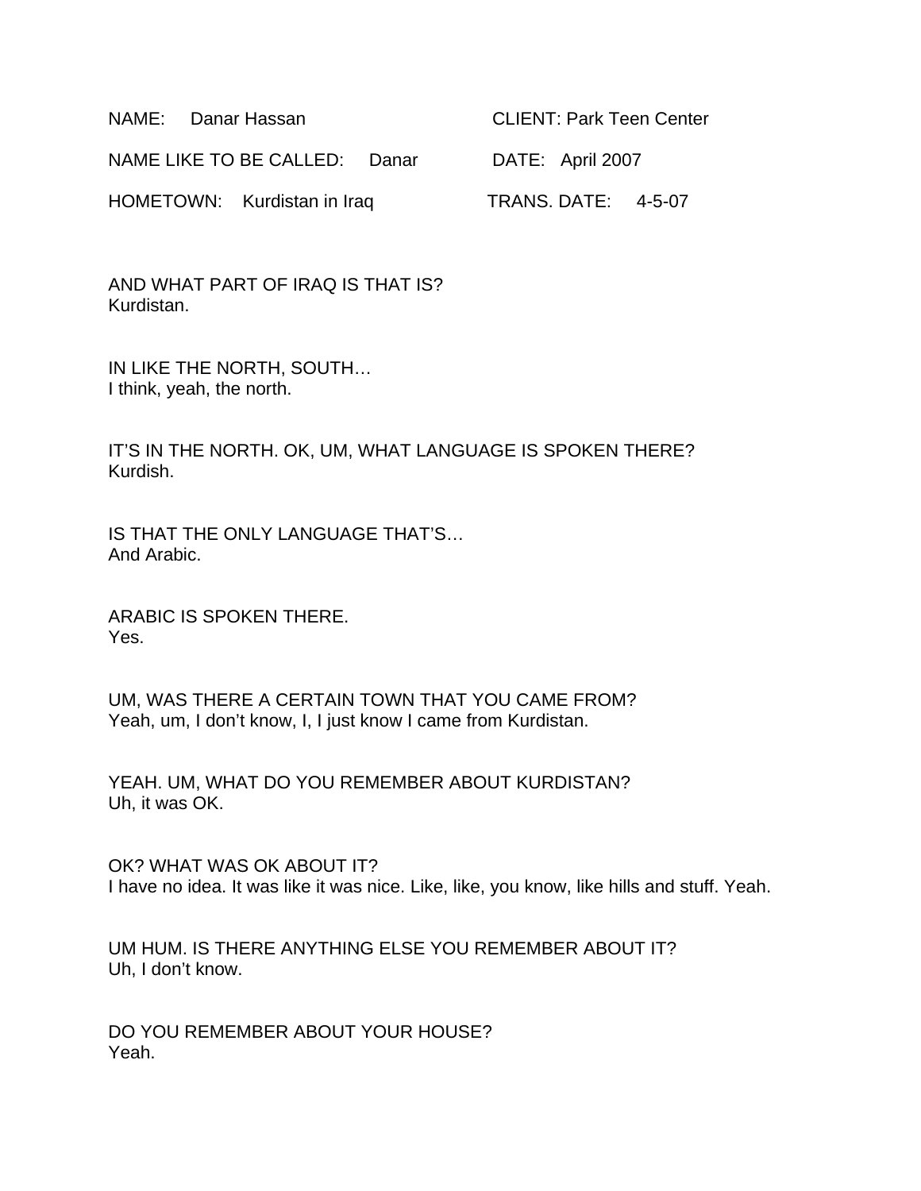NAME: Danar Hassan CLIENT: Park Teen Center

NAME LIKE TO BE CALLED: Danar DATE: April 2007

HOMETOWN: Kurdistan in Iraq TRANS. DATE: 4-5-07

AND WHAT PART OF IRAQ IS THAT IS?
Kurdistan.

IN LIKE THE NORTH, SOUTH…
I think, yeah, the north.

IT'S IN THE NORTH. OK, UM, WHAT LANGUAGE IS SPOKEN THERE?
Kurdish.

IS THAT THE ONLY LANGUAGE THAT'S…
And Arabic.

ARABIC IS SPOKEN THERE.
Yes.

UM, WAS THERE A CERTAIN TOWN THAT YOU CAME FROM?
Yeah, um, I don't know, I, I just know I came from Kurdistan.

YEAH. UM, WHAT DO YOU REMEMBER ABOUT KURDISTAN?
Uh, it was OK.

OK? WHAT WAS OK ABOUT IT?
I have no idea. It was like it was nice. Like, like, you know, like hills and stuff. Yeah.

UM HUM. IS THERE ANYTHING ELSE YOU REMEMBER ABOUT IT?
Uh, I don't know.

DO YOU REMEMBER ABOUT YOUR HOUSE?
Yeah.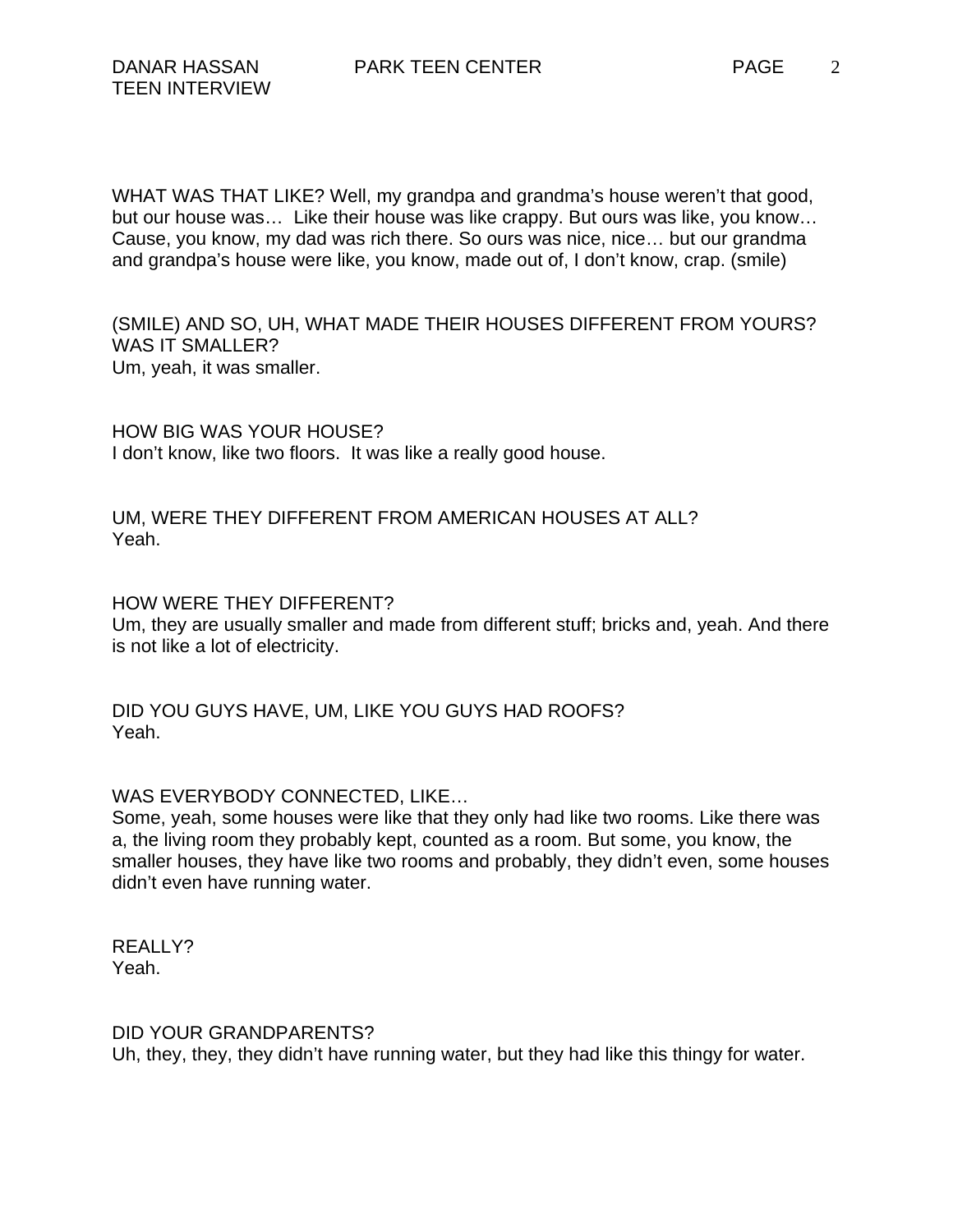WHAT WAS THAT LIKE? Well, my grandpa and grandma's house weren't that good, but our house was… Like their house was like crappy. But ours was like, you know… Cause, you know, my dad was rich there. So ours was nice, nice… but our grandma and grandpa's house were like, you know, made out of, I don't know, crap. (smile)

(SMILE) AND SO, UH, WHAT MADE THEIR HOUSES DIFFERENT FROM YOURS? WAS IT SMALLER?
Um, yeah, it was smaller.

HOW BIG WAS YOUR HOUSE?
I don't know, like two floors. It was like a really good house.

UM, WERE THEY DIFFERENT FROM AMERICAN HOUSES AT ALL?
Yeah.

HOW WERE THEY DIFFERENT?
Um, they are usually smaller and made from different stuff; bricks and, yeah. And there is not like a lot of electricity.

DID YOU GUYS HAVE, UM, LIKE YOU GUYS HAD ROOFS?
Yeah.

WAS EVERYBODY CONNECTED, LIKE…
Some, yeah, some houses were like that they only had like two rooms. Like there was a, the living room they probably kept, counted as a room. But some, you know, the smaller houses, they have like two rooms and probably, they didn't even, some houses didn't even have running water.

REALLY?
Yeah.

DID YOUR GRANDPARENTS?
Uh, they, they, they didn't have running water, but they had like this thingy for water.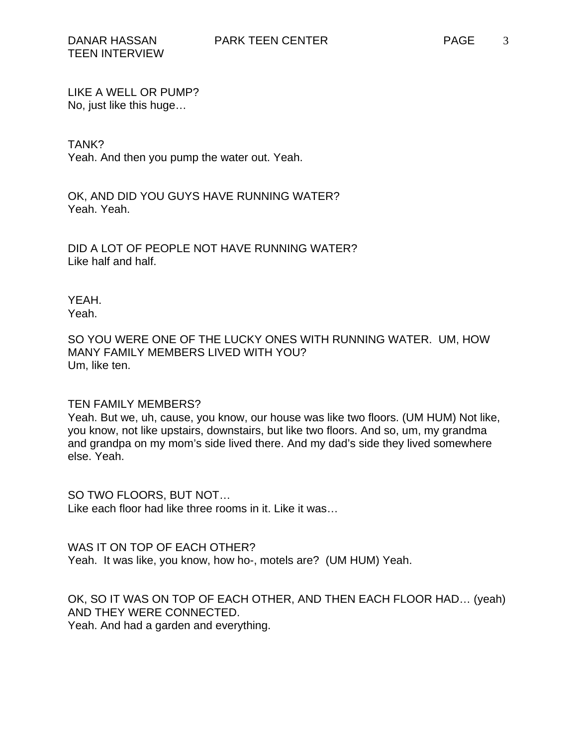LIKE A WELL OR PUMP?
No, just like this huge…

TANK?
Yeah. And then you pump the water out. Yeah.

OK, AND DID YOU GUYS HAVE RUNNING WATER?
Yeah. Yeah.

DID A LOT OF PEOPLE NOT HAVE RUNNING WATER?
Like half and half.

YEAH.
Yeah.

SO YOU WERE ONE OF THE LUCKY ONES WITH RUNNING WATER. UM, HOW MANY FAMILY MEMBERS LIVED WITH YOU?
Um, like ten.

TEN FAMILY MEMBERS?
Yeah. But we, uh, cause, you know, our house was like two floors. (UM HUM) Not like, you know, not like upstairs, downstairs, but like two floors. And so, um, my grandma and grandpa on my mom's side lived there. And my dad's side they lived somewhere else. Yeah.

SO TWO FLOORS, BUT NOT…
Like each floor had like three rooms in it. Like it was…

WAS IT ON TOP OF EACH OTHER?
Yeah. It was like, you know, how ho-, motels are? (UM HUM) Yeah.

OK, SO IT WAS ON TOP OF EACH OTHER, AND THEN EACH FLOOR HAD… (yeah) AND THEY WERE CONNECTED.
Yeah. And had a garden and everything.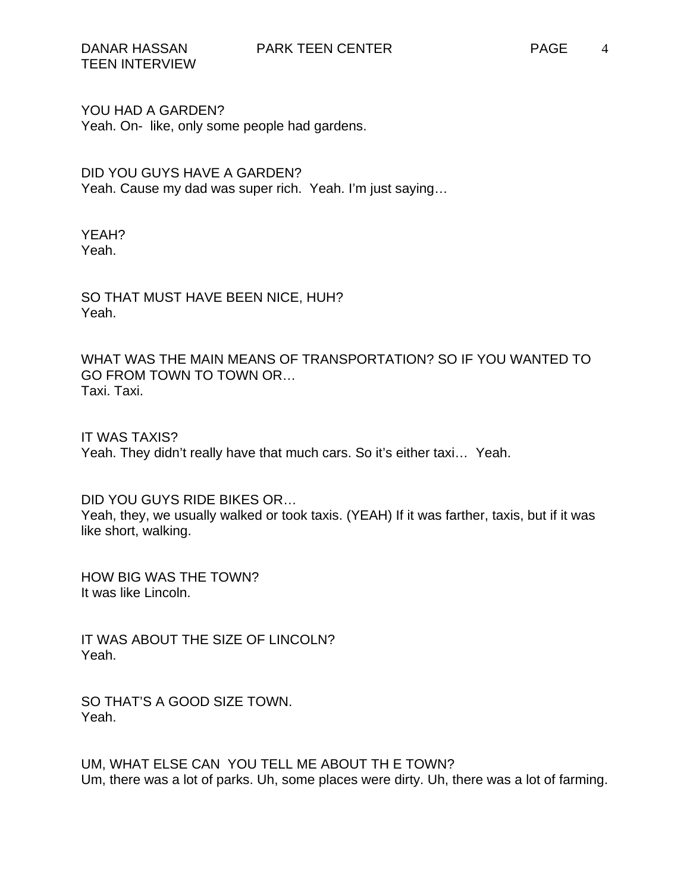YOU HAD A GARDEN?
Yeah. On- like, only some people had gardens.

DID YOU GUYS HAVE A GARDEN?
Yeah. Cause my dad was super rich. Yeah. I'm just saying…

YEAH?
Yeah.

SO THAT MUST HAVE BEEN NICE, HUH?
Yeah.

WHAT WAS THE MAIN MEANS OF TRANSPORTATION? SO IF YOU WANTED TO GO FROM TOWN TO TOWN OR…
Taxi. Taxi.

IT WAS TAXIS?
Yeah. They didn't really have that much cars. So it's either taxi… Yeah.

DID YOU GUYS RIDE BIKES OR…
Yeah, they, we usually walked or took taxis. (YEAH) If it was farther, taxis, but if it was like short, walking.

HOW BIG WAS THE TOWN?
It was like Lincoln.

IT WAS ABOUT THE SIZE OF LINCOLN?
Yeah.

SO THAT'S A GOOD SIZE TOWN.
Yeah.

UM, WHAT ELSE CAN YOU TELL ME ABOUT TH E TOWN?
Um, there was a lot of parks. Uh, some places were dirty. Uh, there was a lot of farming.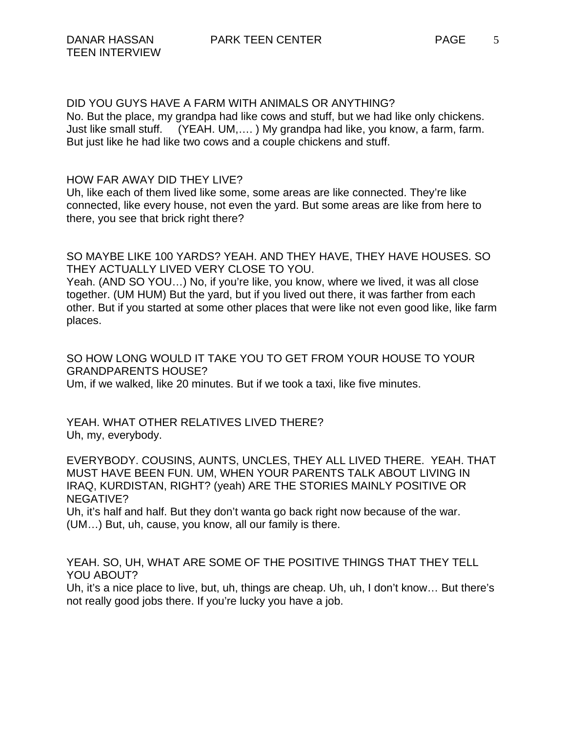DID YOU GUYS HAVE A FARM WITH ANIMALS OR ANYTHING?
No. But the place, my grandpa had like cows and stuff, but we had like only chickens. Just like small stuff. (YEAH. UM,…. ) My grandpa had like, you know, a farm, farm. But just like he had like two cows and a couple chickens and stuff.

HOW FAR AWAY DID THEY LIVE?
Uh, like each of them lived like some, some areas are like connected. They're like connected, like every house, not even the yard. But some areas are like from here to there, you see that brick right there?

SO MAYBE LIKE 100 YARDS? YEAH. AND THEY HAVE, THEY HAVE HOUSES. SO THEY ACTUALLY LIVED VERY CLOSE TO YOU.
Yeah. (AND SO YOU…) No, if you're like, you know, where we lived, it was all close together. (UM HUM) But the yard, but if you lived out there, it was farther from each other. But if you started at some other places that were like not even good like, like farm places.

SO HOW LONG WOULD IT TAKE YOU TO GET FROM YOUR HOUSE TO YOUR GRANDPARENTS HOUSE?
Um, if we walked, like 20 minutes. But if we took a taxi, like five minutes.

YEAH. WHAT OTHER RELATIVES LIVED THERE?
Uh, my, everybody.

EVERYBODY. COUSINS, AUNTS, UNCLES, THEY ALL LIVED THERE. YEAH. THAT MUST HAVE BEEN FUN. UM, WHEN YOUR PARENTS TALK ABOUT LIVING IN IRAQ, KURDISTAN, RIGHT? (yeah) ARE THE STORIES MAINLY POSITIVE OR NEGATIVE?
Uh, it's half and half. But they don't wanta go back right now because of the war. (UM…) But, uh, cause, you know, all our family is there.

YEAH. SO, UH, WHAT ARE SOME OF THE POSITIVE THINGS THAT THEY TELL YOU ABOUT?
Uh, it's a nice place to live, but, uh, things are cheap. Uh, uh, I don't know… But there's not really good jobs there. If you're lucky you have a job.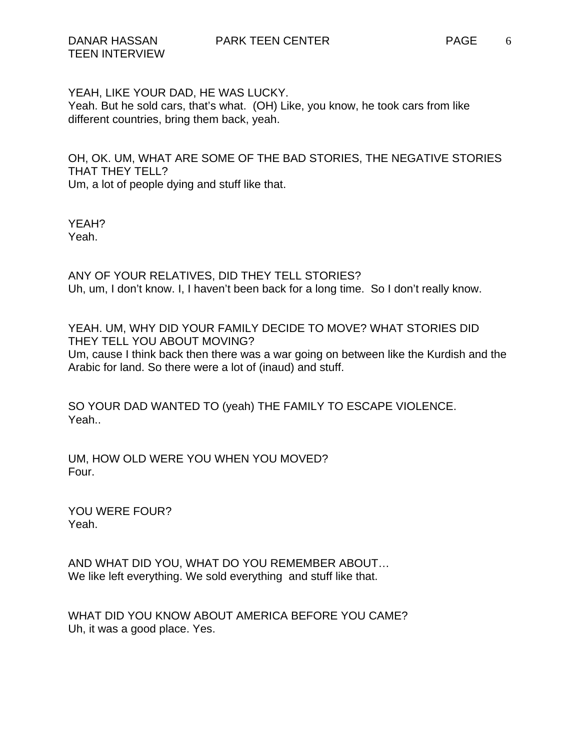YEAH, LIKE YOUR DAD, HE WAS LUCKY.
Yeah. But he sold cars, that's what. (OH) Like, you know, he took cars from like different countries, bring them back, yeah.

OH, OK. UM, WHAT ARE SOME OF THE BAD STORIES, THE NEGATIVE STORIES THAT THEY TELL?
Um, a lot of people dying and stuff like that.

YEAH?
Yeah.

ANY OF YOUR RELATIVES, DID THEY TELL STORIES?
Uh, um, I don't know. I, I haven't been back for a long time. So I don't really know.

YEAH. UM, WHY DID YOUR FAMILY DECIDE TO MOVE? WHAT STORIES DID THEY TELL YOU ABOUT MOVING?
Um, cause I think back then there was a war going on between like the Kurdish and the Arabic for land. So there were a lot of (inaud) and stuff.

SO YOUR DAD WANTED TO (yeah) THE FAMILY TO ESCAPE VIOLENCE.
Yeah..

UM, HOW OLD WERE YOU WHEN YOU MOVED?
Four.

YOU WERE FOUR?
Yeah.

AND WHAT DID YOU, WHAT DO YOU REMEMBER ABOUT…
We like left everything. We sold everything and stuff like that.

WHAT DID YOU KNOW ABOUT AMERICA BEFORE YOU CAME?
Uh, it was a good place. Yes.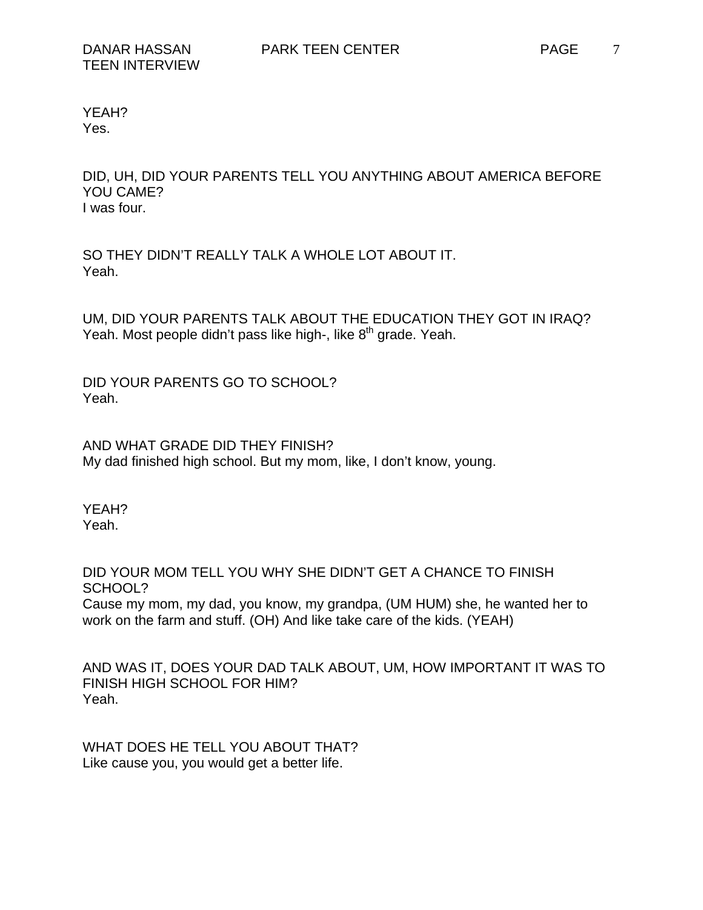YEAH?
Yes.

DID, UH, DID YOUR PARENTS TELL YOU ANYTHING ABOUT AMERICA BEFORE YOU CAME?
I was four.

SO THEY DIDN'T REALLY TALK A WHOLE LOT ABOUT IT.
Yeah.

UM, DID YOUR PARENTS TALK ABOUT THE EDUCATION THEY GOT IN IRAQ?
Yeah. Most people didn't pass like high-, like 8th grade. Yeah.

DID YOUR PARENTS GO TO SCHOOL?
Yeah.

AND WHAT GRADE DID THEY FINISH?
My dad finished high school. But my mom, like, I don't know, young.

YEAH?
Yeah.

DID YOUR MOM TELL YOU WHY SHE DIDN'T GET A CHANCE TO FINISH SCHOOL?
Cause my mom, my dad, you know, my grandpa, (UM HUM) she, he wanted her to work on the farm and stuff. (OH) And like take care of the kids. (YEAH)

AND WAS IT, DOES YOUR DAD TALK ABOUT, UM, HOW IMPORTANT IT WAS TO FINISH HIGH SCHOOL FOR HIM?
Yeah.

WHAT DOES HE TELL YOU ABOUT THAT?
Like cause you, you would get a better life.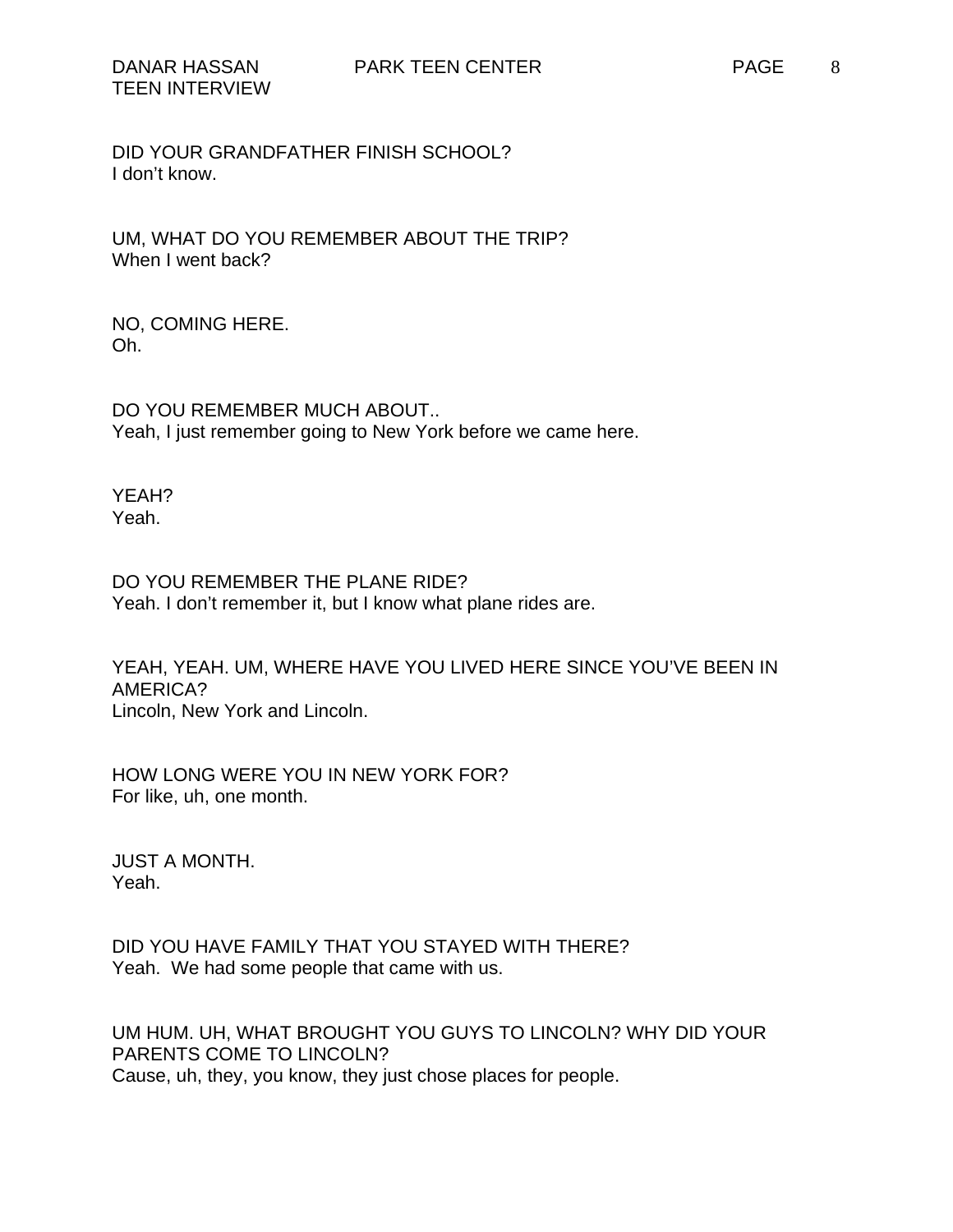DID YOUR GRANDFATHER FINISH SCHOOL?
I don't know.

UM, WHAT DO YOU REMEMBER ABOUT THE TRIP?
When I went back?

NO, COMING HERE.
Oh.

DO YOU REMEMBER MUCH ABOUT..
Yeah, I just remember going to New York before we came here.

YEAH?
Yeah.

DO YOU REMEMBER THE PLANE RIDE?
Yeah. I don't remember it, but I know what plane rides are.

YEAH, YEAH. UM, WHERE HAVE YOU LIVED HERE SINCE YOU'VE BEEN IN AMERICA?
Lincoln, New York and Lincoln.

HOW LONG WERE YOU IN NEW YORK FOR?
For like, uh, one month.

JUST A MONTH.
Yeah.

DID YOU HAVE FAMILY THAT YOU STAYED WITH THERE?
Yeah. We had some people that came with us.

UM HUM. UH, WHAT BROUGHT YOU GUYS TO LINCOLN? WHY DID YOUR PARENTS COME TO LINCOLN?
Cause, uh, they, you know, they just chose places for people.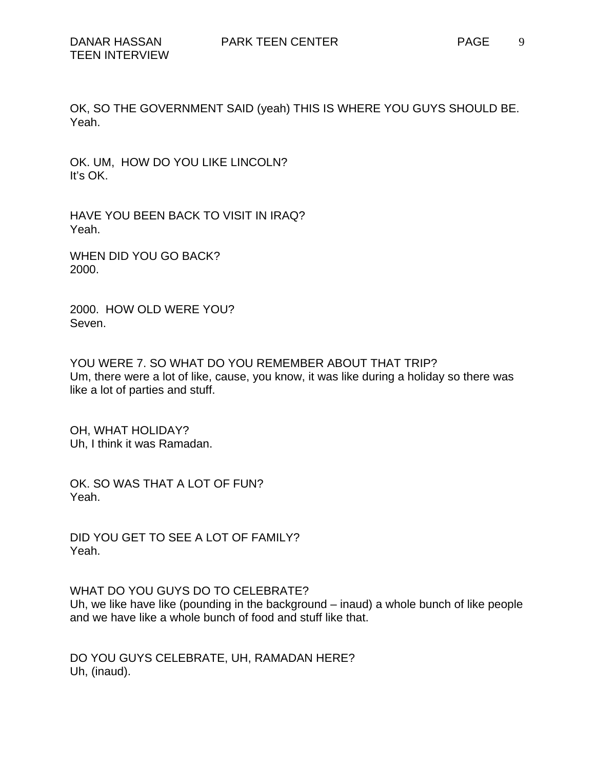OK, SO THE GOVERNMENT SAID (yeah) THIS IS WHERE YOU GUYS SHOULD BE.
Yeah.

OK. UM, HOW DO YOU LIKE LINCOLN?
It's OK.

HAVE YOU BEEN BACK TO VISIT IN IRAQ?
Yeah.

WHEN DID YOU GO BACK?
2000.

2000. HOW OLD WERE YOU?
Seven.

YOU WERE 7. SO WHAT DO YOU REMEMBER ABOUT THAT TRIP?
Um, there were a lot of like, cause, you know, it was like during a holiday so there was like a lot of parties and stuff.

OH, WHAT HOLIDAY?
Uh, I think it was Ramadan.

OK. SO WAS THAT A LOT OF FUN?
Yeah.

DID YOU GET TO SEE A LOT OF FAMILY?
Yeah.

WHAT DO YOU GUYS DO TO CELEBRATE?
Uh, we like have like (pounding in the background – inaud) a whole bunch of like people and we have like a whole bunch of food and stuff like that.

DO YOU GUYS CELEBRATE, UH, RAMADAN HERE?
Uh, (inaud).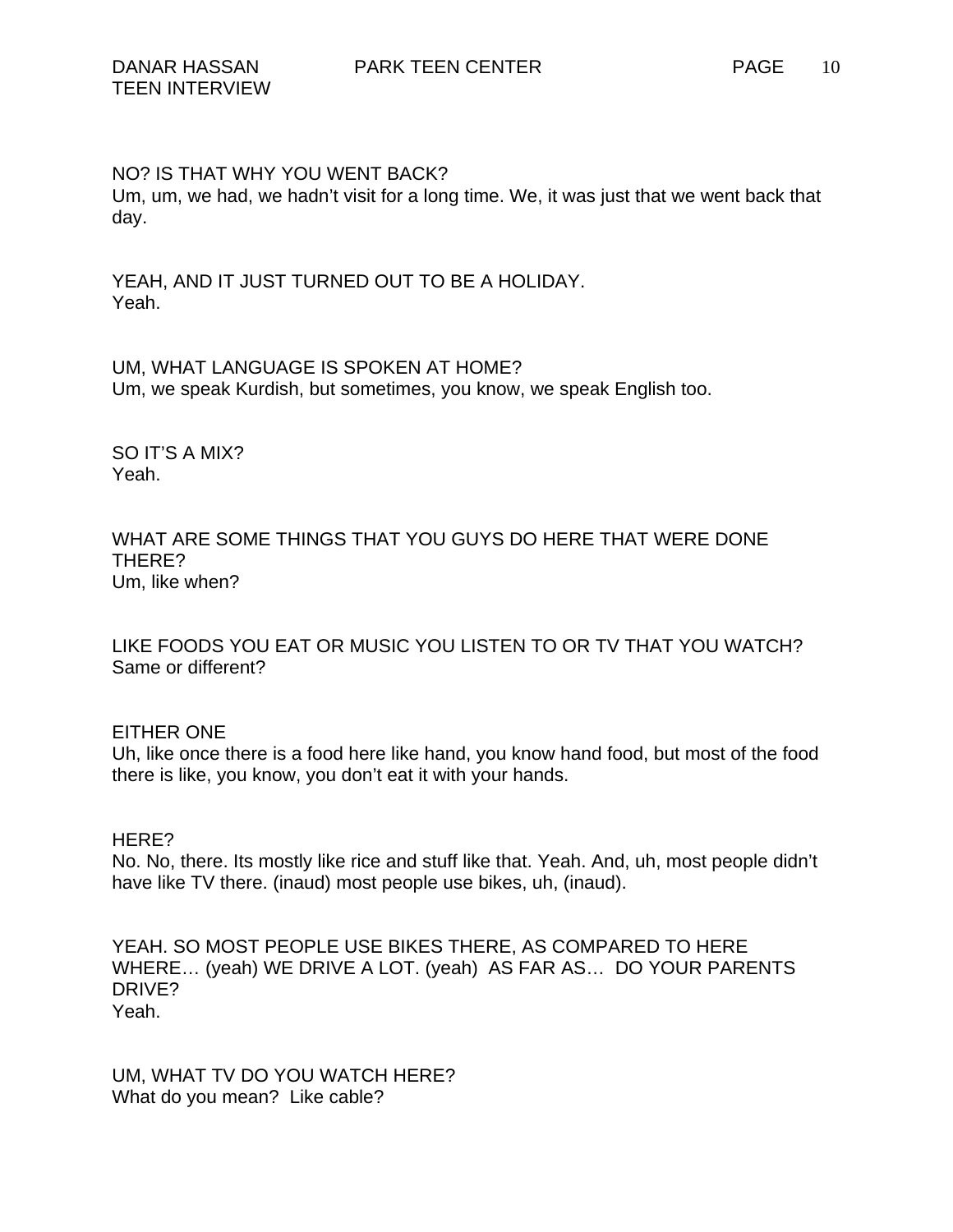NO? IS THAT WHY YOU WENT BACK?
Um, um, we had, we hadn't visit for a long time. We, it was just that we went back that day.

YEAH, AND IT JUST TURNED OUT TO BE A HOLIDAY.
Yeah.

UM, WHAT LANGUAGE IS SPOKEN AT HOME?
Um, we speak Kurdish, but sometimes, you know, we speak English too.

SO IT'S A MIX?
Yeah.

WHAT ARE SOME THINGS THAT YOU GUYS DO HERE THAT WERE DONE THERE?
Um, like when?

LIKE FOODS YOU EAT OR MUSIC YOU LISTEN TO OR TV THAT YOU WATCH?
Same or different?

EITHER ONE
Uh, like once there is a food here like hand, you know hand food, but most of the food there is like, you know, you don't eat it with your hands.

HERE?
No. No, there. Its mostly like rice and stuff like that. Yeah. And, uh, most people didn't have like TV there. (inaud) most people use bikes, uh, (inaud).

YEAH. SO MOST PEOPLE USE BIKES THERE, AS COMPARED TO HERE WHERE… (yeah) WE DRIVE A LOT. (yeah) AS FAR AS… DO YOUR PARENTS DRIVE?
Yeah.

UM, WHAT TV DO YOU WATCH HERE?
What do you mean? Like cable?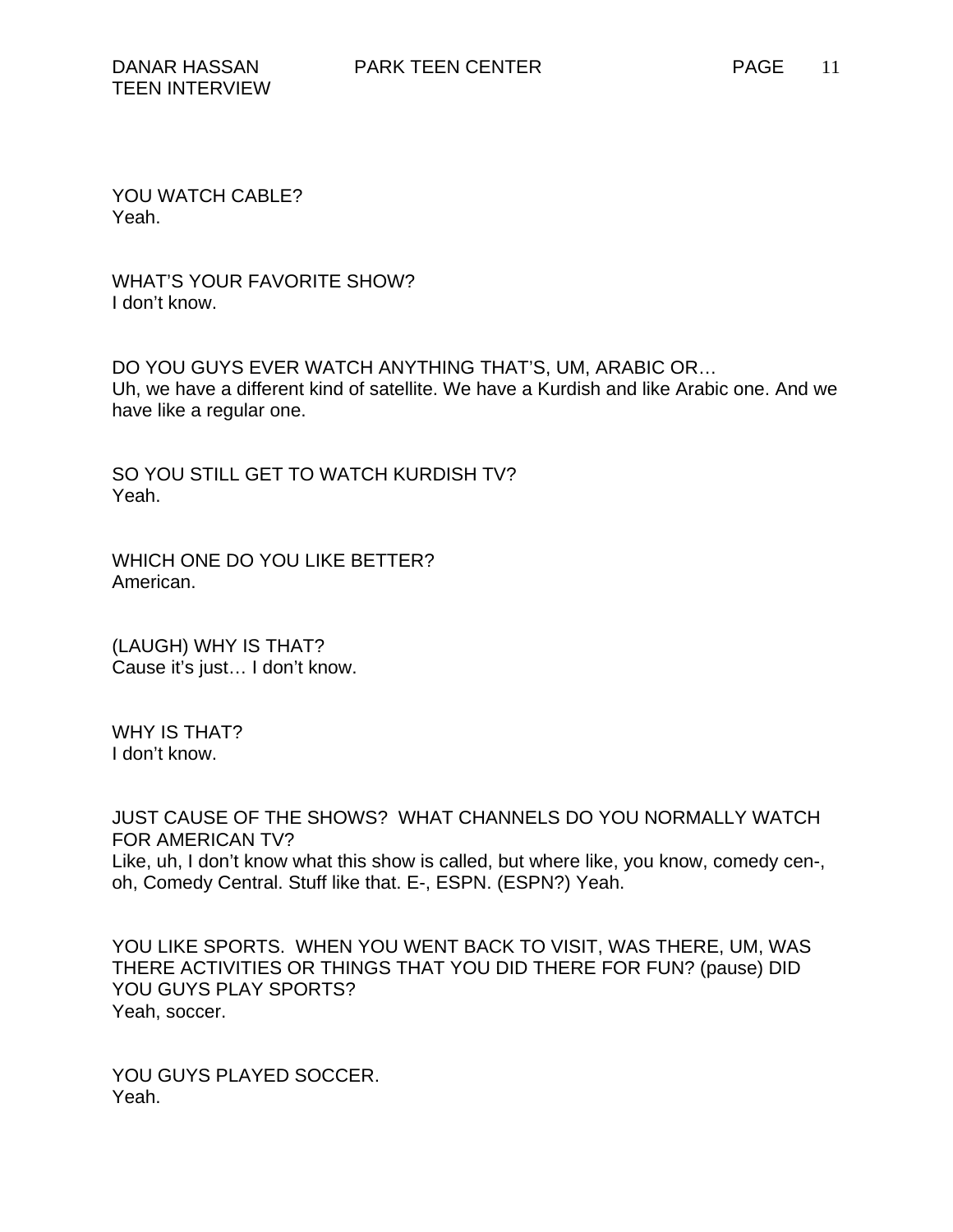YOU WATCH CABLE?
Yeah.

WHAT'S YOUR FAVORITE SHOW?
I don't know.

DO YOU GUYS EVER WATCH ANYTHING THAT'S, UM, ARABIC OR…
Uh, we have a different kind of satellite. We have a Kurdish and like Arabic one. And we have like a regular one.

SO YOU STILL GET TO WATCH KURDISH TV?
Yeah.

WHICH ONE DO YOU LIKE BETTER?
American.

(LAUGH) WHY IS THAT?
Cause it's just… I don't know.

WHY IS THAT?
I don't know.

JUST CAUSE OF THE SHOWS? WHAT CHANNELS DO YOU NORMALLY WATCH FOR AMERICAN TV?
Like, uh, I don't know what this show is called, but where like, you know, comedy cen-, oh, Comedy Central. Stuff like that. E-, ESPN. (ESPN?) Yeah.

YOU LIKE SPORTS. WHEN YOU WENT BACK TO VISIT, WAS THERE, UM, WAS THERE ACTIVITIES OR THINGS THAT YOU DID THERE FOR FUN? (pause) DID YOU GUYS PLAY SPORTS?
Yeah, soccer.

YOU GUYS PLAYED SOCCER.
Yeah.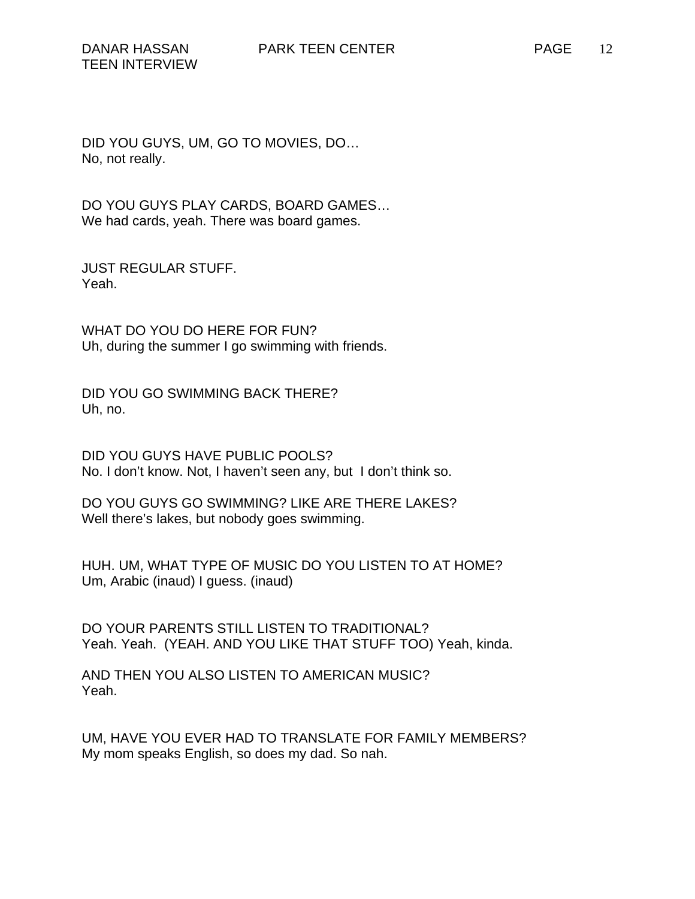DID YOU GUYS, UM, GO TO MOVIES, DO…
No, not really.

DO YOU GUYS PLAY CARDS, BOARD GAMES…
We had cards, yeah. There was board games.

JUST REGULAR STUFF.
Yeah.

WHAT DO YOU DO HERE FOR FUN?
Uh, during the summer I go swimming with friends.

DID YOU GO SWIMMING BACK THERE?
Uh, no.

DID YOU GUYS HAVE PUBLIC POOLS?
No. I don't know. Not, I haven't seen any, but I don't think so.

DO YOU GUYS GO SWIMMING? LIKE ARE THERE LAKES?
Well there's lakes, but nobody goes swimming.

HUH. UM, WHAT TYPE OF MUSIC DO YOU LISTEN TO AT HOME?
Um, Arabic (inaud) I guess. (inaud)

DO YOUR PARENTS STILL LISTEN TO TRADITIONAL?
Yeah. Yeah. (YEAH. AND YOU LIKE THAT STUFF TOO) Yeah, kinda.

AND THEN YOU ALSO LISTEN TO AMERICAN MUSIC?
Yeah.

UM, HAVE YOU EVER HAD TO TRANSLATE FOR FAMILY MEMBERS?
My mom speaks English, so does my dad. So nah.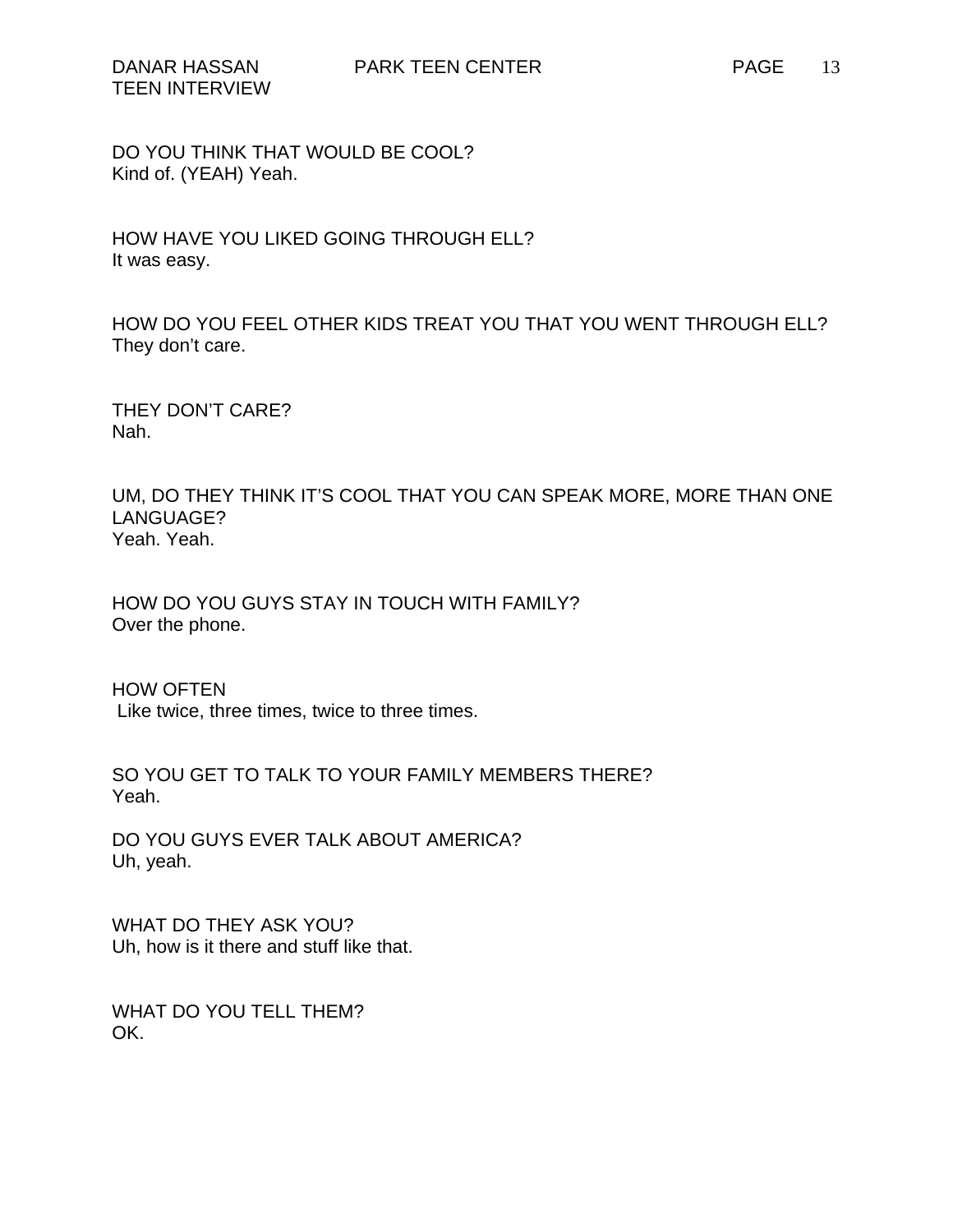DO YOU THINK THAT WOULD BE COOL?
Kind of. (YEAH) Yeah.

HOW HAVE YOU LIKED GOING THROUGH ELL?
It was easy.

HOW DO YOU FEEL OTHER KIDS TREAT YOU THAT YOU WENT THROUGH ELL?
They don't care.

THEY DON'T CARE?
Nah.

UM, DO THEY THINK IT'S COOL THAT YOU CAN SPEAK MORE, MORE THAN ONE LANGUAGE?
Yeah. Yeah.

HOW DO YOU GUYS STAY IN TOUCH WITH FAMILY?
Over the phone.

HOW OFTEN
Like twice, three times, twice to three times.

SO YOU GET TO TALK TO YOUR FAMILY MEMBERS THERE?
Yeah.

DO YOU GUYS EVER TALK ABOUT AMERICA?
Uh, yeah.

WHAT DO THEY ASK YOU?
Uh, how is it there and stuff like that.

WHAT DO YOU TELL THEM?
OK.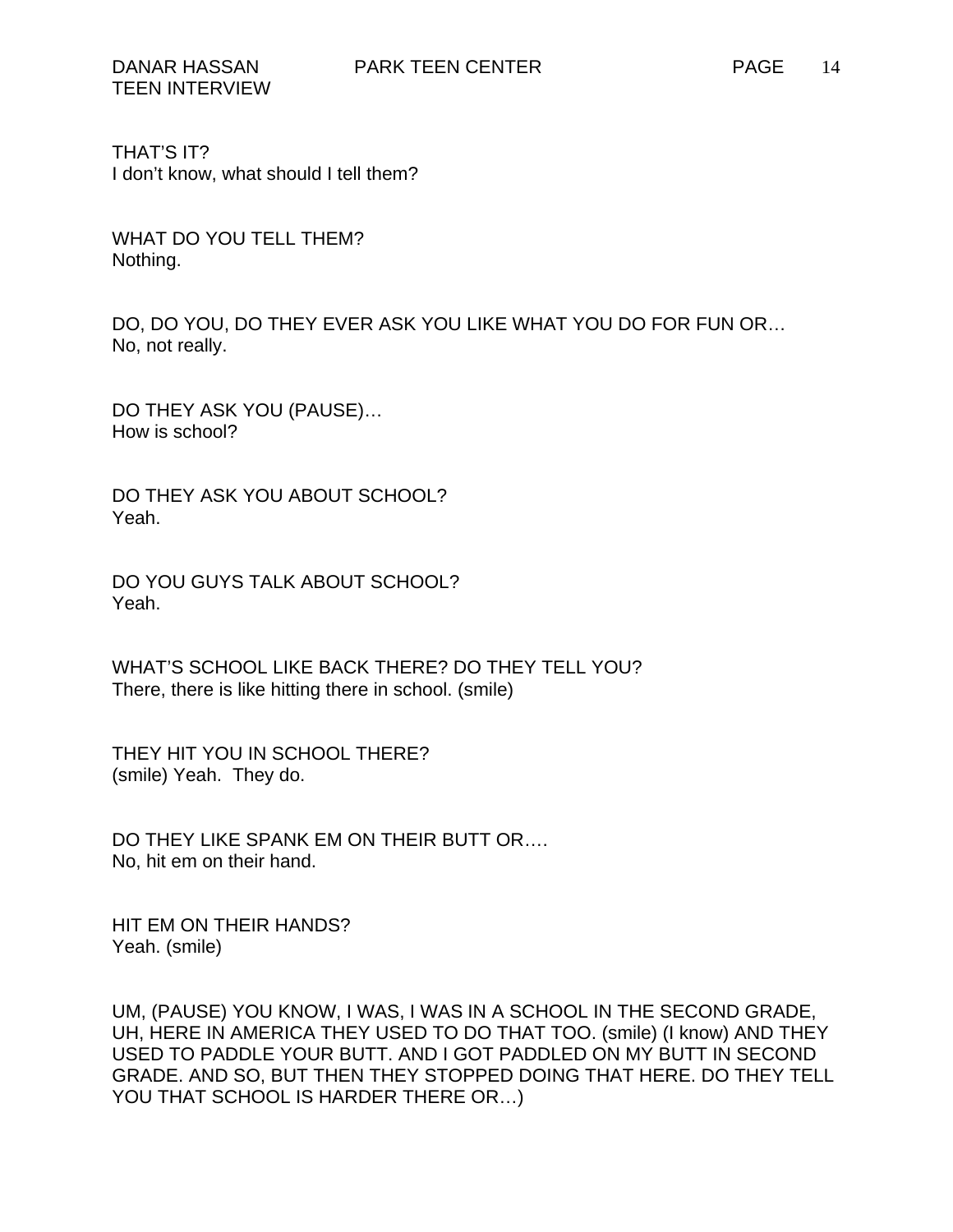THAT'S IT?
I don't know, what should I tell them?

WHAT DO YOU TELL THEM?
Nothing.

DO, DO YOU, DO THEY EVER ASK YOU LIKE WHAT YOU DO FOR FUN OR…
No, not really.

DO THEY ASK YOU (PAUSE)…
How is school?

DO THEY ASK YOU ABOUT SCHOOL?
Yeah.

DO YOU GUYS TALK ABOUT SCHOOL?
Yeah.

WHAT'S SCHOOL LIKE BACK THERE? DO THEY TELL YOU?
There, there is like hitting there in school. (smile)

THEY HIT YOU IN SCHOOL THERE?
(smile) Yeah.  They do.

DO THEY LIKE SPANK EM ON THEIR BUTT OR….
No, hit em on their hand.

HIT EM ON THEIR HANDS?
Yeah. (smile)

UM, (PAUSE) YOU KNOW, I WAS, I WAS IN A SCHOOL IN THE SECOND GRADE, UH, HERE IN AMERICA THEY USED TO DO THAT TOO. (smile) (I know) AND THEY USED TO PADDLE YOUR BUTT. AND I GOT PADDLED ON MY BUTT IN SECOND GRADE. AND SO, BUT THEN THEY STOPPED DOING THAT HERE. DO THEY TELL YOU THAT SCHOOL IS HARDER THERE OR…)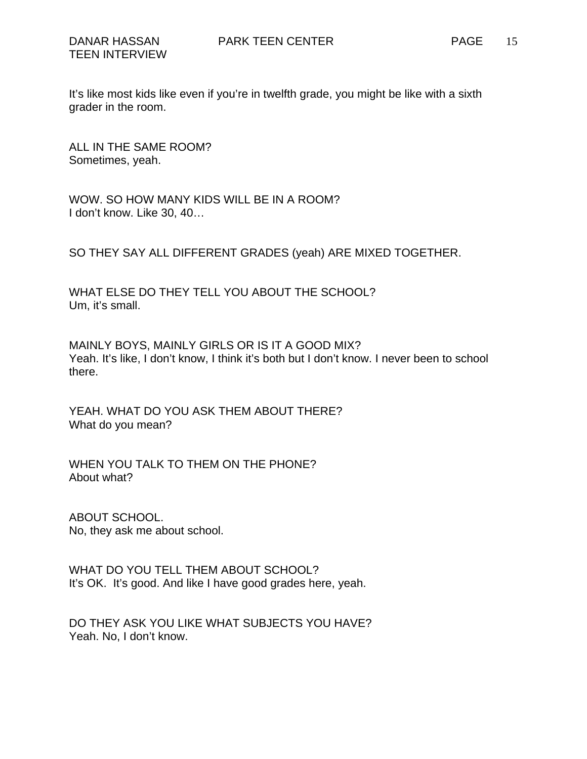It’s like most kids like even if you’re in twelfth grade, you might be like with a sixth grader in the room.

ALL IN THE SAME ROOM?
Sometimes, yeah.

WOW. SO HOW MANY KIDS WILL BE IN A ROOM?
I don’t know. Like 30, 40…

SO THEY SAY ALL DIFFERENT GRADES (yeah) ARE MIXED TOGETHER.

WHAT ELSE DO THEY TELL YOU ABOUT THE SCHOOL?
Um, it’s small.

MAINLY BOYS, MAINLY GIRLS OR IS IT A GOOD MIX?
Yeah. It’s like, I don’t know, I think it’s both but I don’t know. I never been to school there.

YEAH. WHAT DO YOU ASK THEM ABOUT THERE?
What do you mean?

WHEN YOU TALK TO THEM ON THE PHONE?
About what?

ABOUT SCHOOL.
No, they ask me about school.

WHAT DO YOU TELL THEM ABOUT SCHOOL?
It’s OK. It’s good. And like I have good grades here, yeah.

DO THEY ASK YOU LIKE WHAT SUBJECTS YOU HAVE?
Yeah. No, I don’t know.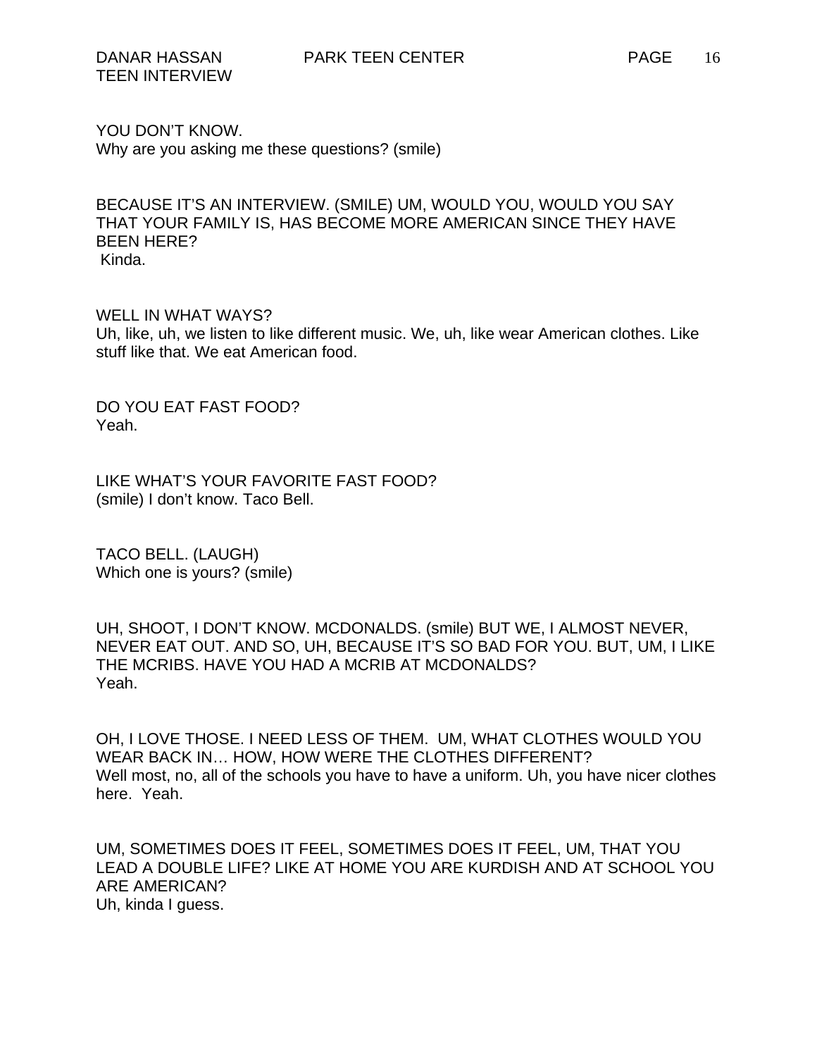YOU DON'T KNOW.
Why are you asking me these questions? (smile)

BECAUSE IT'S AN INTERVIEW. (SMILE) UM, WOULD YOU, WOULD YOU SAY THAT YOUR FAMILY IS, HAS BECOME MORE AMERICAN SINCE THEY HAVE BEEN HERE?
Kinda.

WELL IN WHAT WAYS?
Uh, like, uh, we listen to like different music. We, uh, like wear American clothes. Like stuff like that. We eat American food.

DO YOU EAT FAST FOOD?
Yeah.

LIKE WHAT'S YOUR FAVORITE FAST FOOD?
(smile) I don't know. Taco Bell.

TACO BELL. (LAUGH)
Which one is yours? (smile)

UH, SHOOT, I DON'T KNOW. MCDONALDS. (smile) BUT WE, I ALMOST NEVER, NEVER EAT OUT. AND SO, UH, BECAUSE IT'S SO BAD FOR YOU. BUT, UM, I LIKE THE MCRIBS. HAVE YOU HAD A MCRIB AT MCDONALDS?
Yeah.

OH, I LOVE THOSE. I NEED LESS OF THEM. UM, WHAT CLOTHES WOULD YOU WEAR BACK IN… HOW, HOW WERE THE CLOTHES DIFFERENT?
Well most, no, all of the schools you have to have a uniform. Uh, you have nicer clothes here. Yeah.

UM, SOMETIMES DOES IT FEEL, SOMETIMES DOES IT FEEL, UM, THAT YOU LEAD A DOUBLE LIFE? LIKE AT HOME YOU ARE KURDISH AND AT SCHOOL YOU ARE AMERICAN?
Uh, kinda I guess.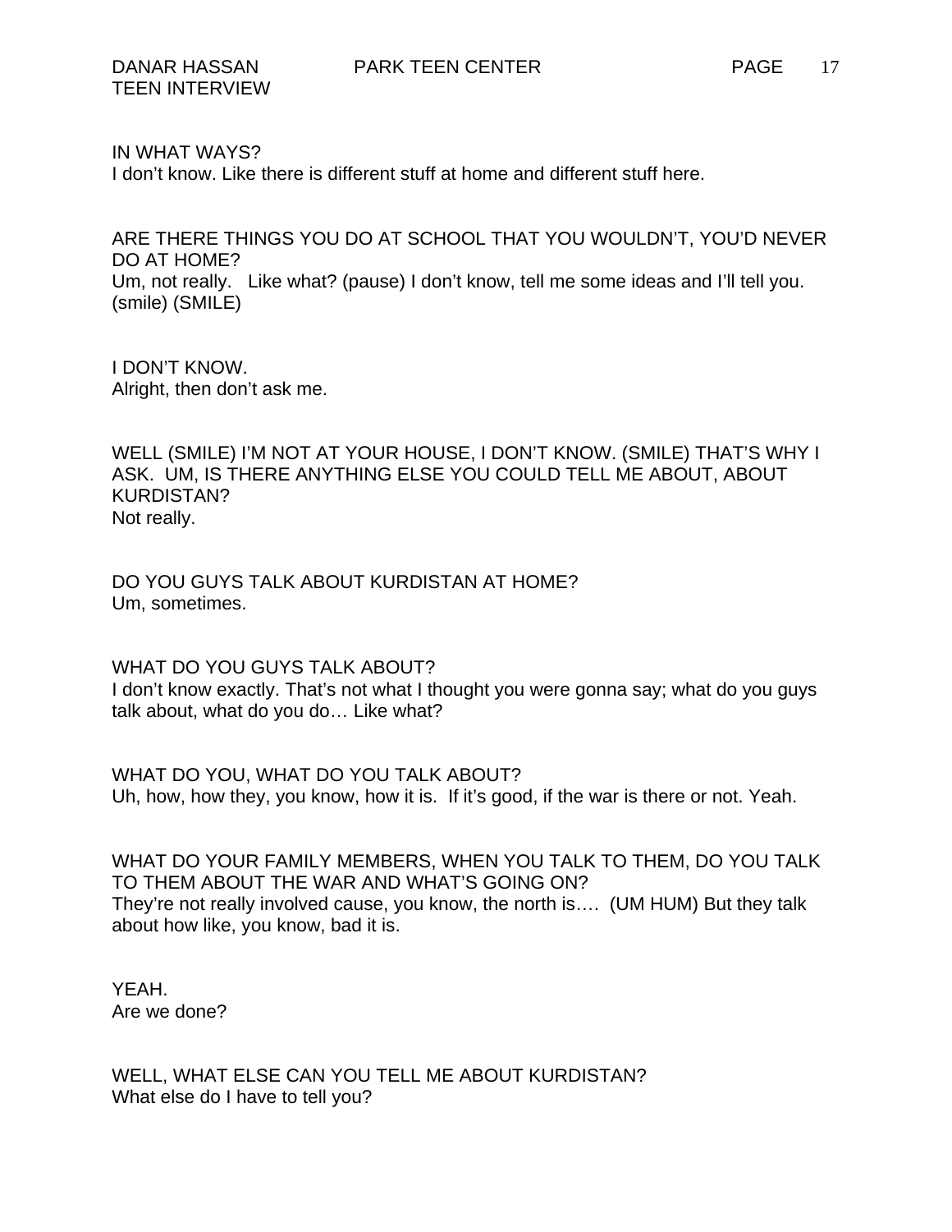IN WHAT WAYS?
I don't know. Like there is different stuff at home and different stuff here.

ARE THERE THINGS YOU DO AT SCHOOL THAT YOU WOULDN'T, YOU'D NEVER DO AT HOME?
Um, not really. Like what? (pause) I don't know, tell me some ideas and I'll tell you. (smile) (SMILE)

I DON'T KNOW.
Alright, then don't ask me.

WELL (SMILE) I'M NOT AT YOUR HOUSE, I DON'T KNOW. (SMILE) THAT'S WHY I ASK. UM, IS THERE ANYTHING ELSE YOU COULD TELL ME ABOUT, ABOUT KURDISTAN?
Not really.

DO YOU GUYS TALK ABOUT KURDISTAN AT HOME?
Um, sometimes.

WHAT DO YOU GUYS TALK ABOUT?
I don't know exactly. That's not what I thought you were gonna say; what do you guys talk about, what do you do… Like what?

WHAT DO YOU, WHAT DO YOU TALK ABOUT?
Uh, how, how they, you know, how it is. If it's good, if the war is there or not. Yeah.

WHAT DO YOUR FAMILY MEMBERS, WHEN YOU TALK TO THEM, DO YOU TALK TO THEM ABOUT THE WAR AND WHAT'S GOING ON?
They're not really involved cause, you know, the north is…. (UM HUM) But they talk about how like, you know, bad it is.

YEAH.
Are we done?

WELL, WHAT ELSE CAN YOU TELL ME ABOUT KURDISTAN?
What else do I have to tell you?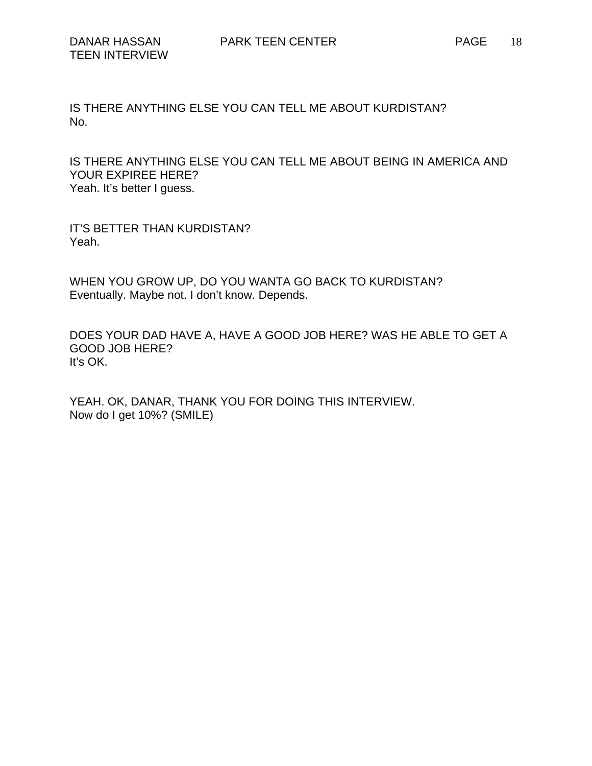IS THERE ANYTHING ELSE YOU CAN TELL ME ABOUT KURDISTAN?
No.

IS THERE ANYTHING ELSE YOU CAN TELL ME ABOUT BEING IN AMERICA AND YOUR EXPIREE HERE?
Yeah. It's better I guess.

IT'S BETTER THAN KURDISTAN?
Yeah.

WHEN YOU GROW UP, DO YOU WANTA GO BACK TO KURDISTAN?
Eventually. Maybe not. I don't know. Depends.

DOES YOUR DAD HAVE A, HAVE A GOOD JOB HERE? WAS HE ABLE TO GET A GOOD JOB HERE?
It's OK.

YEAH. OK, DANAR, THANK YOU FOR DOING THIS INTERVIEW.
Now do I get 10%? (SMILE)